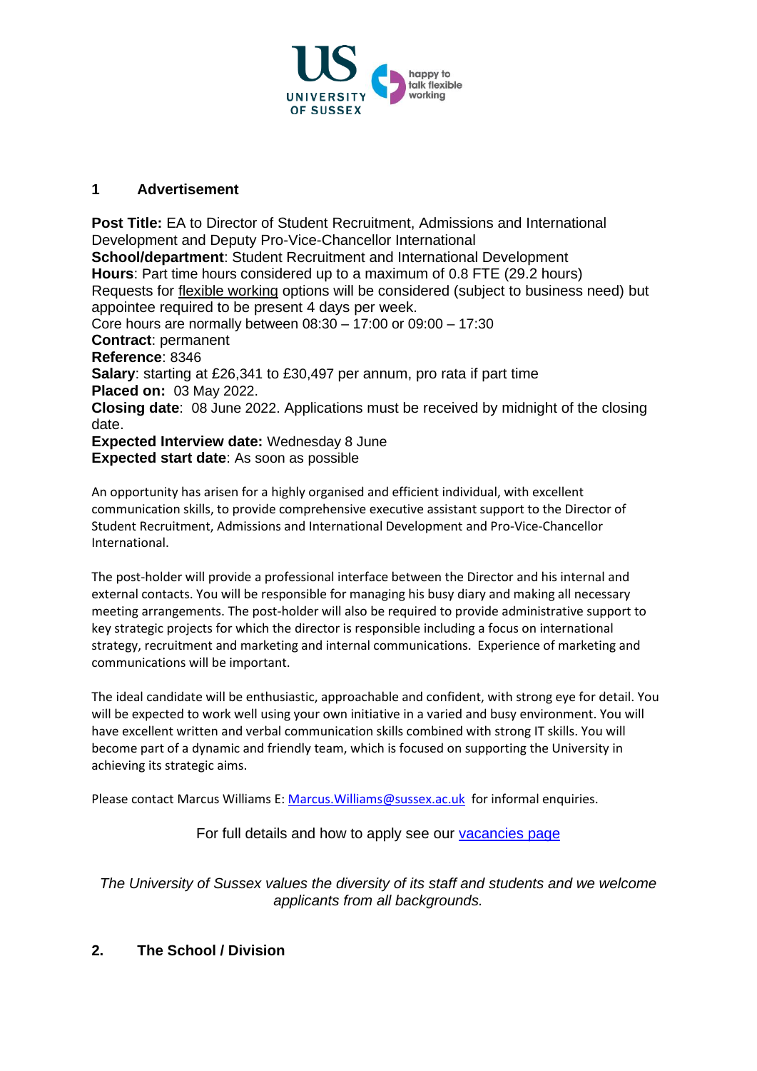## 1 Advertisement

**Post Title:** EA to Director of Student Recruitment, Admissions and International Development and Deputy Pro-Vice-Chancellor International
**School/department**: Student Recruitment and International Development
**Hours**: Part time hours considered up to a maximum of 0.8 FTE (29.2 hours)
Requests for flexible working options will be considered (subject to business need) but appointee required to be present 4 days per week.
Core hours are normally between 08:30 – 17:00 or 09:00 – 17:30
**Contract**: permanent
**Reference**: 8346
**Salary**: starting at £26,341 to £30,497 per annum, pro rata if part time
**Placed on:** 03 May 2022.
**Closing date**: 08 June 2022. Applications must be received by midnight of the closing date.
**Expected Interview date:** Wednesday 8 June
**Expected start date**: As soon as possible

An opportunity has arisen for a highly organised and efficient individual, with excellent communication skills, to provide comprehensive executive assistant support to the Director of Student Recruitment, Admissions and International Development and Pro-Vice-Chancellor International.

The post-holder will provide a professional interface between the Director and his internal and external contacts. You will be responsible for managing his busy diary and making all necessary meeting arrangements. The post-holder will also be required to provide administrative support to key strategic projects for which the director is responsible including a focus on international strategy, recruitment and marketing and internal communications. Experience of marketing and communications will be important.

The ideal candidate will be enthusiastic, approachable and confident, with strong eye for detail. You will be expected to work well using your own initiative in a varied and busy environment. You will have excellent written and verbal communication skills combined with strong IT skills. You will become part of a dynamic and friendly team, which is focused on supporting the University in achieving its strategic aims.

Please contact Marcus Williams E: Marcus.Williams@sussex.ac.uk for informal enquiries.

For full details and how to apply see our vacancies page

*The University of Sussex values the diversity of its staff and students and we welcome applicants from all backgrounds.*

## 2. The School / Division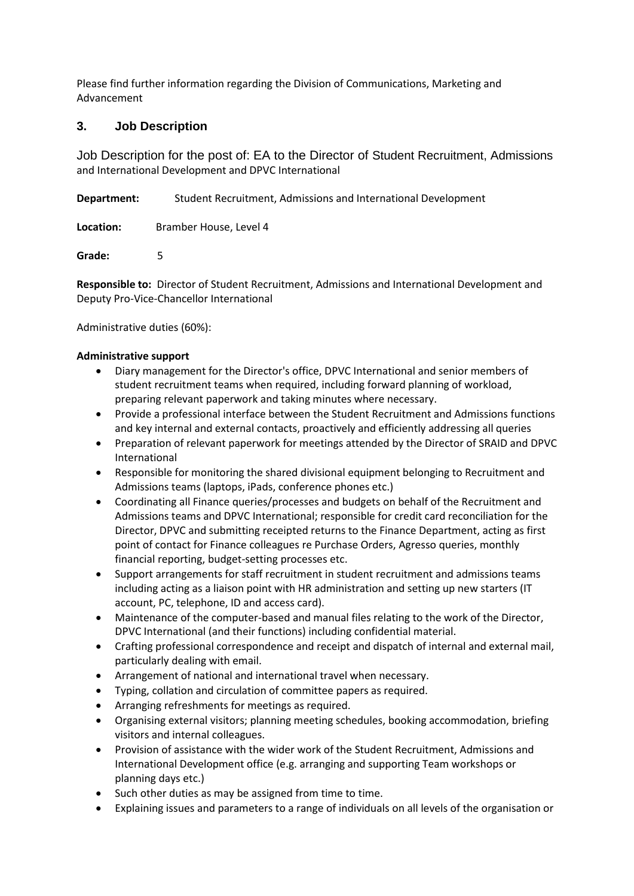Please find further information regarding the Division of Communications, Marketing and Advancement

## 3. Job Description

Job Description for the post of: EA to the Director of Student Recruitment, Admissions and International Development and DPVC International

**Department:** Student Recruitment, Admissions and International Development

**Location:** Bramber House, Level 4

**Grade:** 5

**Responsible to:** Director of Student Recruitment, Admissions and International Development and Deputy Pro-Vice-Chancellor International

Administrative duties (60%):

**Administrative support**

- Diary management for the Director's office, DPVC International and senior members of student recruitment teams when required, including forward planning of workload, preparing relevant paperwork and taking minutes where necessary.
- Provide a professional interface between the Student Recruitment and Admissions functions and key internal and external contacts, proactively and efficiently addressing all queries
- Preparation of relevant paperwork for meetings attended by the Director of SRAID and DPVC International
- Responsible for monitoring the shared divisional equipment belonging to Recruitment and Admissions teams (laptops, iPads, conference phones etc.)
- Coordinating all Finance queries/processes and budgets on behalf of the Recruitment and Admissions teams and DPVC International; responsible for credit card reconciliation for the Director, DPVC and submitting receipted returns to the Finance Department, acting as first point of contact for Finance colleagues re Purchase Orders, Agresso queries, monthly financial reporting, budget-setting processes etc.
- Support arrangements for staff recruitment in student recruitment and admissions teams including acting as a liaison point with HR administration and setting up new starters (IT account, PC, telephone, ID and access card).
- Maintenance of the computer-based and manual files relating to the work of the Director, DPVC International (and their functions) including confidential material.
- Crafting professional correspondence and receipt and dispatch of internal and external mail, particularly dealing with email.
- Arrangement of national and international travel when necessary.
- Typing, collation and circulation of committee papers as required.
- Arranging refreshments for meetings as required.
- Organising external visitors; planning meeting schedules, booking accommodation, briefing visitors and internal colleagues.
- Provision of assistance with the wider work of the Student Recruitment, Admissions and International Development office (e.g. arranging and supporting Team workshops or planning days etc.)
- Such other duties as may be assigned from time to time.
- Explaining issues and parameters to a range of individuals on all levels of the organisation or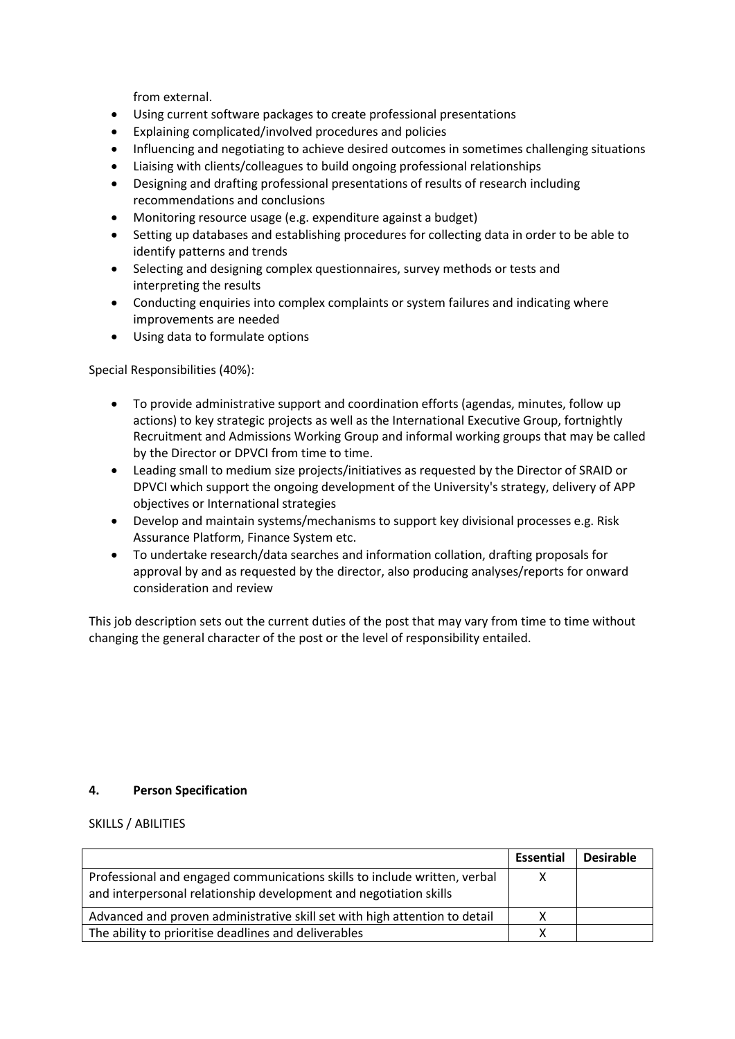from external.

- Using current software packages to create professional presentations
- Explaining complicated/involved procedures and policies
- Influencing and negotiating to achieve desired outcomes in sometimes challenging situations
- Liaising with clients/colleagues to build ongoing professional relationships
- Designing and drafting professional presentations of results of research including recommendations and conclusions
- Monitoring resource usage (e.g. expenditure against a budget)
- Setting up databases and establishing procedures for collecting data in order to be able to identify patterns and trends
- Selecting and designing complex questionnaires, survey methods or tests and interpreting the results
- Conducting enquiries into complex complaints or system failures and indicating where improvements are needed
- Using data to formulate options

Special Responsibilities (40%):

- To provide administrative support and coordination efforts (agendas, minutes, follow up actions) to key strategic projects as well as the International Executive Group, fortnightly Recruitment and Admissions Working Group and informal working groups that may be called by the Director or DPVCI from time to time.
- Leading small to medium size projects/initiatives as requested by the Director of SRAID or DPVCI which support the ongoing development of the University's strategy, delivery of APP objectives or International strategies
- Develop and maintain systems/mechanisms to support key divisional processes e.g. Risk Assurance Platform, Finance System etc.
- To undertake research/data searches and information collation, drafting proposals for approval by and as requested by the director, also producing analyses/reports for onward consideration and review

This job description sets out the current duties of the post that may vary from time to time without changing the general character of the post or the level of responsibility entailed.

## 4. Person Specification

SKILLS / ABILITIES

| | Essential | Desirable |
|---|---|---|
| Professional and engaged communications skills to include written, verbal and interpersonal relationship development and negotiation skills | X | |
| Advanced and proven administrative skill set with high attention to detail | X | |
| The ability to prioritise deadlines and deliverables | X | |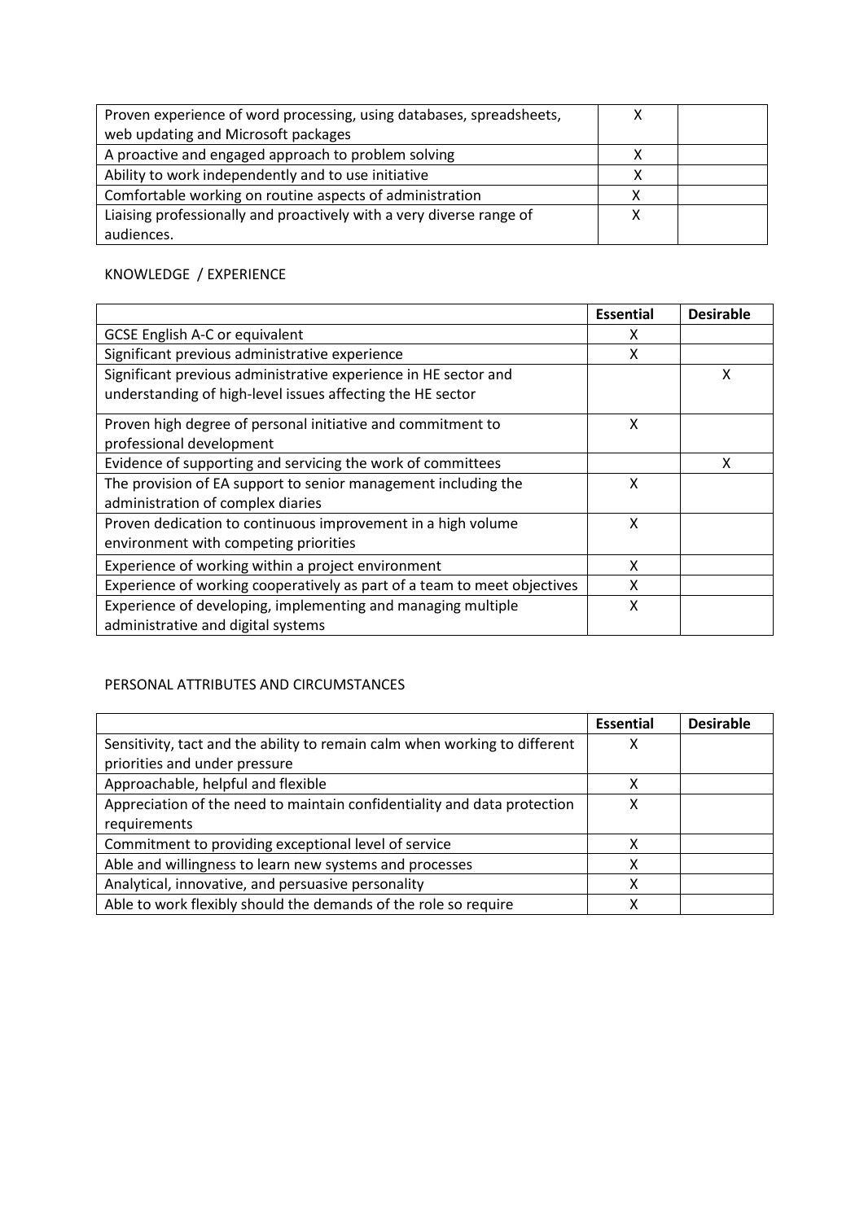| | | |
|---|---|---|
| Proven experience of word processing, using databases, spreadsheets, web updating and Microsoft packages | X | |
| A proactive and engaged approach to problem solving | X | |
| Ability to work independently and to use initiative | X | |
| Comfortable working on routine aspects of administration | X | |
| Liaising professionally and proactively with a very diverse range of audiences. | X | |

KNOWLEDGE / EXPERIENCE

| | **Essential** | **Desirable** |
|---|---|---|
| GCSE English A-C or equivalent | X | |
| Significant previous administrative experience | X | |
| Significant previous administrative experience in HE sector and understanding of high-level issues affecting the HE sector | | X |
| Proven high degree of personal initiative and commitment to professional development | X | |
| Evidence of supporting and servicing the work of committees | | X |
| The provision of EA support to senior management including the administration of complex diaries | X | |
| Proven dedication to continuous improvement in a high volume environment with competing priorities | X | |
| Experience of working within a project environment | X | |
| Experience of working cooperatively as part of a team to meet objectives | X | |
| Experience of developing, implementing and managing multiple administrative and digital systems | X | |

PERSONAL ATTRIBUTES AND CIRCUMSTANCES

| | **Essential** | **Desirable** |
|---|---|---|
| Sensitivity, tact and the ability to remain calm when working to different priorities and under pressure | X | |
| Approachable, helpful and flexible | X | |
| Appreciation of the need to maintain confidentiality and data protection requirements | X | |
| Commitment to providing exceptional level of service | X | |
| Able and willingness to learn new systems and processes | X | |
| Analytical, innovative, and persuasive personality | X | |
| Able to work flexibly should the demands of the role so require | X | |